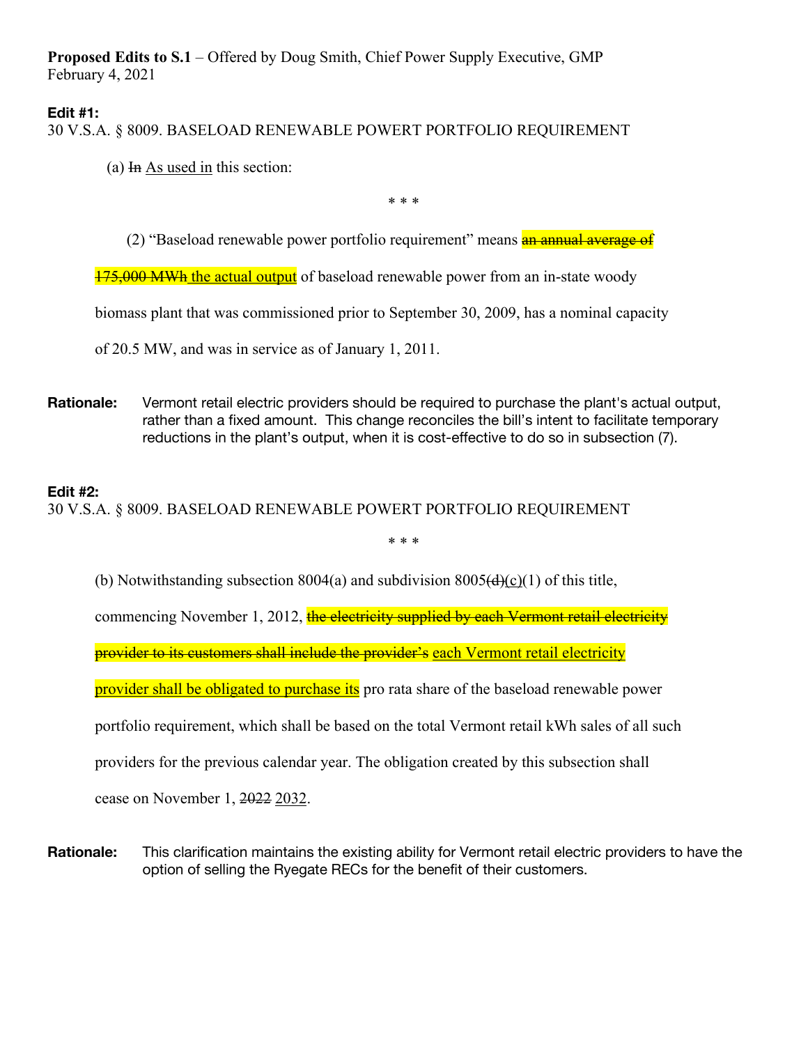**Proposed Edits to S.1** – Offered by Doug Smith, Chief Power Supply Executive, GMP
February 4, 2021

**Edit #1:**
30 V.S.A. § 8009. BASELOAD RENEWABLE POWERT PORTFOLIO REQUIREMENT

(a) ~~In~~ <u>As used in</u> this section:

\* \* \*

(2) "Baseload renewable power portfolio requirement" means ~~an annual average of 175,000 MWh~~ <u>the actual output</u> of baseload renewable power from an in-state woody biomass plant that was commissioned prior to September 30, 2009, has a nominal capacity of 20.5 MW, and was in service as of January 1, 2011.

**Rationale:** Vermont retail electric providers should be required to purchase the plant's actual output, rather than a fixed amount. This change reconciles the bill's intent to facilitate temporary reductions in the plant's output, when it is cost-effective to do so in subsection (7).

**Edit #2:**
30 V.S.A. § 8009. BASELOAD RENEWABLE POWERT PORTFOLIO REQUIREMENT

\* \* \*

(b) Notwithstanding subsection 8004(a) and subdivision 8005~~(d)~~<u>(c)</u>(1) of this title, commencing November 1, 2012, ~~the electricity supplied by each Vermont retail electricity provider to its customers shall include the provider's~~ <u>each Vermont retail electricity provider shall be obligated to purchase its</u> pro rata share of the baseload renewable power portfolio requirement, which shall be based on the total Vermont retail kWh sales of all such providers for the previous calendar year. The obligation created by this subsection shall cease on November 1, ~~2022~~ <u>2032</u>.

**Rationale:** This clarification maintains the existing ability for Vermont retail electric providers to have the option of selling the Ryegate RECs for the benefit of their customers.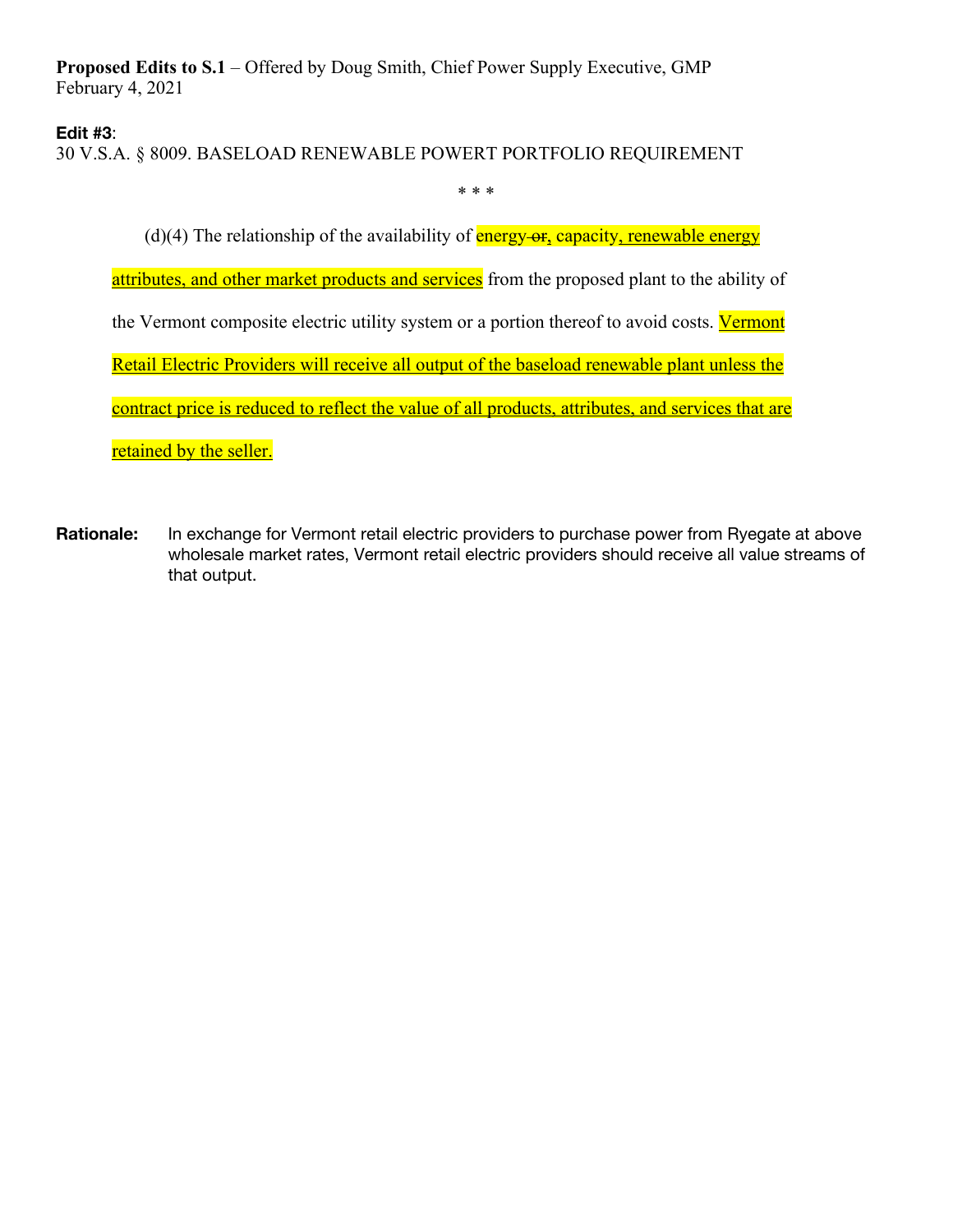**Proposed Edits to S.1** – Offered by Doug Smith, Chief Power Supply Executive, GMP
February 4, 2021

**Edit #3**:
30 V.S.A. § 8009. BASELOAD RENEWABLE POWERT PORTFOLIO REQUIREMENT

\* \* \*

(d)(4) The relationship of the availability of energy ~~or~~, capacity, renewable energy attributes, and other market products and services from the proposed plant to the ability of the Vermont composite electric utility system or a portion thereof to avoid costs. Vermont Retail Electric Providers will receive all output of the baseload renewable plant unless the contract price is reduced to reflect the value of all products, attributes, and services that are retained by the seller.

**Rationale:** In exchange for Vermont retail electric providers to purchase power from Ryegate at above wholesale market rates, Vermont retail electric providers should receive all value streams of that output.